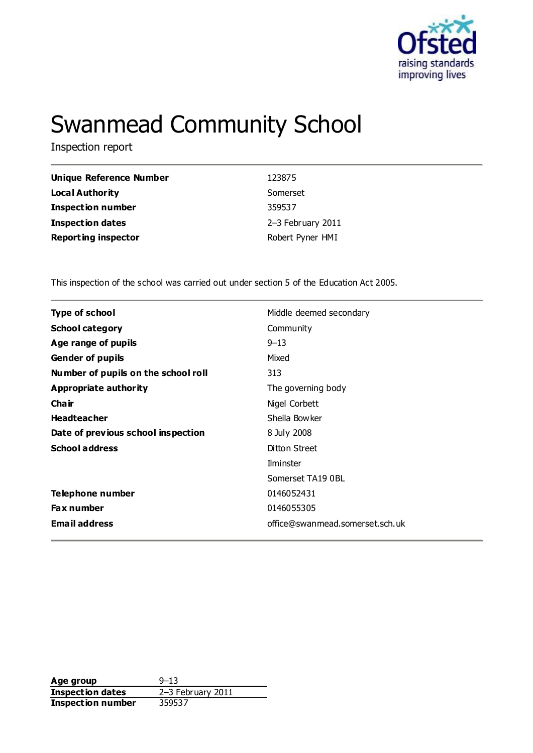# Swanmead Community School

Inspection report

| | |
|---|---|
| **Unique Reference Number** | 123875 |
| **Local Authority** | Somerset |
| **Inspection number** | 359537 |
| **Inspection dates** | 2–3 February 2011 |
| **Reporting inspector** | Robert Pyner HMI |

This inspection of the school was carried out under section 5 of the Education Act 2005.

| | |
|---|---|
| **Type of school** | Middle deemed secondary |
| **School category** | Community |
| **Age range of pupils** | 9–13 |
| **Gender of pupils** | Mixed |
| **Number of pupils on the school roll** | 313 |
| **Appropriate authority** | The governing body |
| **Chair** | Nigel Corbett |
| **Headteacher** | Sheila Bowker |
| **Date of previous school inspection** | 8 July 2008 |
| **School address** | Ditton Street<br>Ilminster<br>Somerset TA19 0BL |
| **Telephone number** | 0146052431 |
| **Fax number** | 0146055305 |
| **Email address** | office@swanmead.somerset.sch.uk |

| | |
|---|---|
| **Age group** | 9–13 |
| **Inspection dates** | 2–3 February 2011 |
| **Inspection number** | 359537 |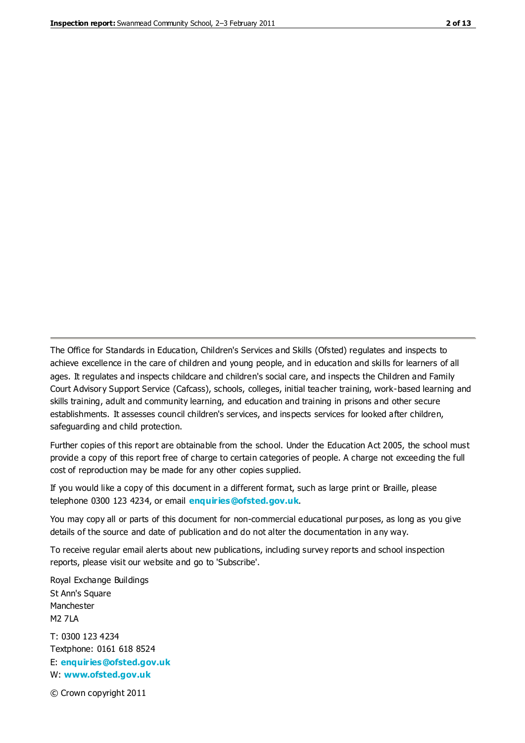The Office for Standards in Education, Children's Services and Skills (Ofsted) regulates and inspects to achieve excellence in the care of children and young people, and in education and skills for learners of all ages. It regulates and inspects childcare and children's social care, and inspects the Children and Family Court Advisory Support Service (Cafcass), schools, colleges, initial teacher training, work-based learning and skills training, adult and community learning, and education and training in prisons and other secure establishments. It assesses council children's services, and inspects services for looked after children, safeguarding and child protection.

Further copies of this report are obtainable from the school. Under the Education Act 2005, the school must provide a copy of this report free of charge to certain categories of people. A charge not exceeding the full cost of reproduction may be made for any other copies supplied.

If you would like a copy of this document in a different format, such as large print or Braille, please telephone 0300 123 4234, or email **enquiries@ofsted.gov.uk**.

You may copy all or parts of this document for non-commercial educational purposes, as long as you give details of the source and date of publication and do not alter the documentation in any way.

To receive regular email alerts about new publications, including survey reports and school inspection reports, please visit our website and go to 'Subscribe'.

Royal Exchange Buildings
St Ann's Square
Manchester
M2 7LA

T: 0300 123 4234
Textphone: 0161 618 8524
E: **enquiries@ofsted.gov.uk**
W: **www.ofsted.gov.uk**

© Crown copyright 2011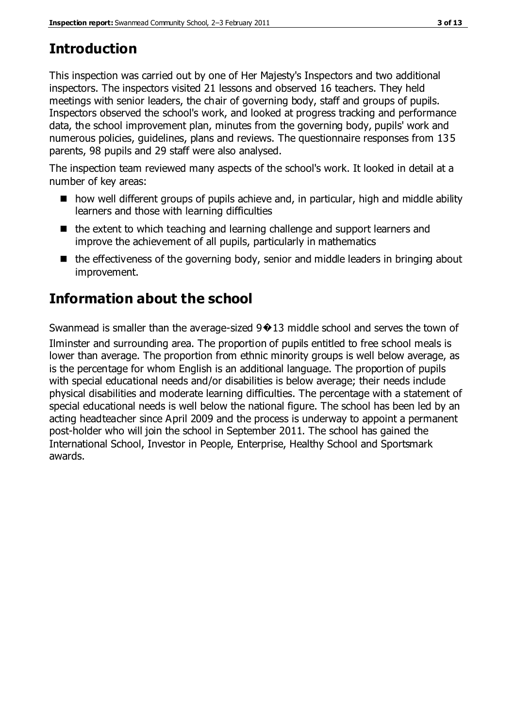## Introduction

This inspection was carried out by one of Her Majesty's Inspectors and two additional inspectors. The inspectors visited 21 lessons and observed 16 teachers. They held meetings with senior leaders, the chair of governing body, staff and groups of pupils. Inspectors observed the school's work, and looked at progress tracking and performance data, the school improvement plan, minutes from the governing body, pupils' work and numerous policies, guidelines, plans and reviews. The questionnaire responses from 135 parents, 98 pupils and 29 staff were also analysed.

The inspection team reviewed many aspects of the school's work. It looked in detail at a number of key areas:

- how well different groups of pupils achieve and, in particular, high and middle ability learners and those with learning difficulties
- the extent to which teaching and learning challenge and support learners and improve the achievement of all pupils, particularly in mathematics
- the effectiveness of the governing body, senior and middle leaders in bringing about improvement.

## Information about the school

Swanmead is smaller than the average-sized 9�13 middle school and serves the town of Ilminster and surrounding area. The proportion of pupils entitled to free school meals is lower than average. The proportion from ethnic minority groups is well below average, as is the percentage for whom English is an additional language. The proportion of pupils with special educational needs and/or disabilities is below average; their needs include physical disabilities and moderate learning difficulties. The percentage with a statement of special educational needs is well below the national figure. The school has been led by an acting headteacher since April 2009 and the process is underway to appoint a permanent post-holder who will join the school in September 2011. The school has gained the International School, Investor in People, Enterprise, Healthy School and Sportsmark awards.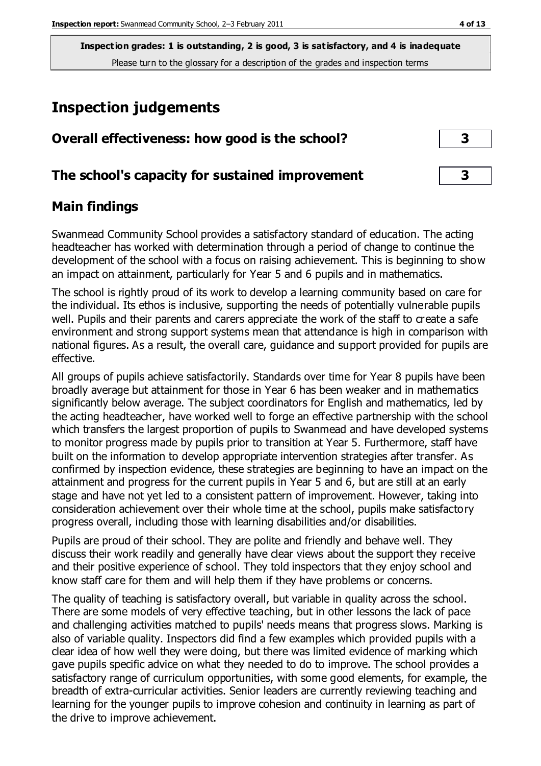**Inspection grades: 1 is outstanding, 2 is good, 3 is satisfactory, and 4 is inadequate**
Please turn to the glossary for a description of the grades and inspection terms

# Inspection judgements

| Overall effectiveness: how good is the school? | 3 |
|---|---|
| **The school's capacity for sustained improvement** | **3** |

## Main findings

Swanmead Community School provides a satisfactory standard of education. The acting headteacher has worked with determination through a period of change to continue the development of the school with a focus on raising achievement. This is beginning to show an impact on attainment, particularly for Year 5 and 6 pupils and in mathematics.

The school is rightly proud of its work to develop a learning community based on care for the individual. Its ethos is inclusive, supporting the needs of potentially vulnerable pupils well. Pupils and their parents and carers appreciate the work of the staff to create a safe environment and strong support systems mean that attendance is high in comparison with national figures. As a result, the overall care, guidance and support provided for pupils are effective.

All groups of pupils achieve satisfactorily. Standards over time for Year 8 pupils have been broadly average but attainment for those in Year 6 has been weaker and in mathematics significantly below average. The subject coordinators for English and mathematics, led by the acting headteacher, have worked well to forge an effective partnership with the school which transfers the largest proportion of pupils to Swanmead and have developed systems to monitor progress made by pupils prior to transition at Year 5. Furthermore, staff have built on the information to develop appropriate intervention strategies after transfer. As confirmed by inspection evidence, these strategies are beginning to have an impact on the attainment and progress for the current pupils in Year 5 and 6, but are still at an early stage and have not yet led to a consistent pattern of improvement. However, taking into consideration achievement over their whole time at the school, pupils make satisfactory progress overall, including those with learning disabilities and/or disabilities.

Pupils are proud of their school. They are polite and friendly and behave well. They discuss their work readily and generally have clear views about the support they receive and their positive experience of school. They told inspectors that they enjoy school and know staff care for them and will help them if they have problems or concerns.

The quality of teaching is satisfactory overall, but variable in quality across the school. There are some models of very effective teaching, but in other lessons the lack of pace and challenging activities matched to pupils' needs means that progress slows. Marking is also of variable quality. Inspectors did find a few examples which provided pupils with a clear idea of how well they were doing, but there was limited evidence of marking which gave pupils specific advice on what they needed to do to improve. The school provides a satisfactory range of curriculum opportunities, with some good elements, for example, the breadth of extra-curricular activities. Senior leaders are currently reviewing teaching and learning for the younger pupils to improve cohesion and continuity in learning as part of the drive to improve achievement.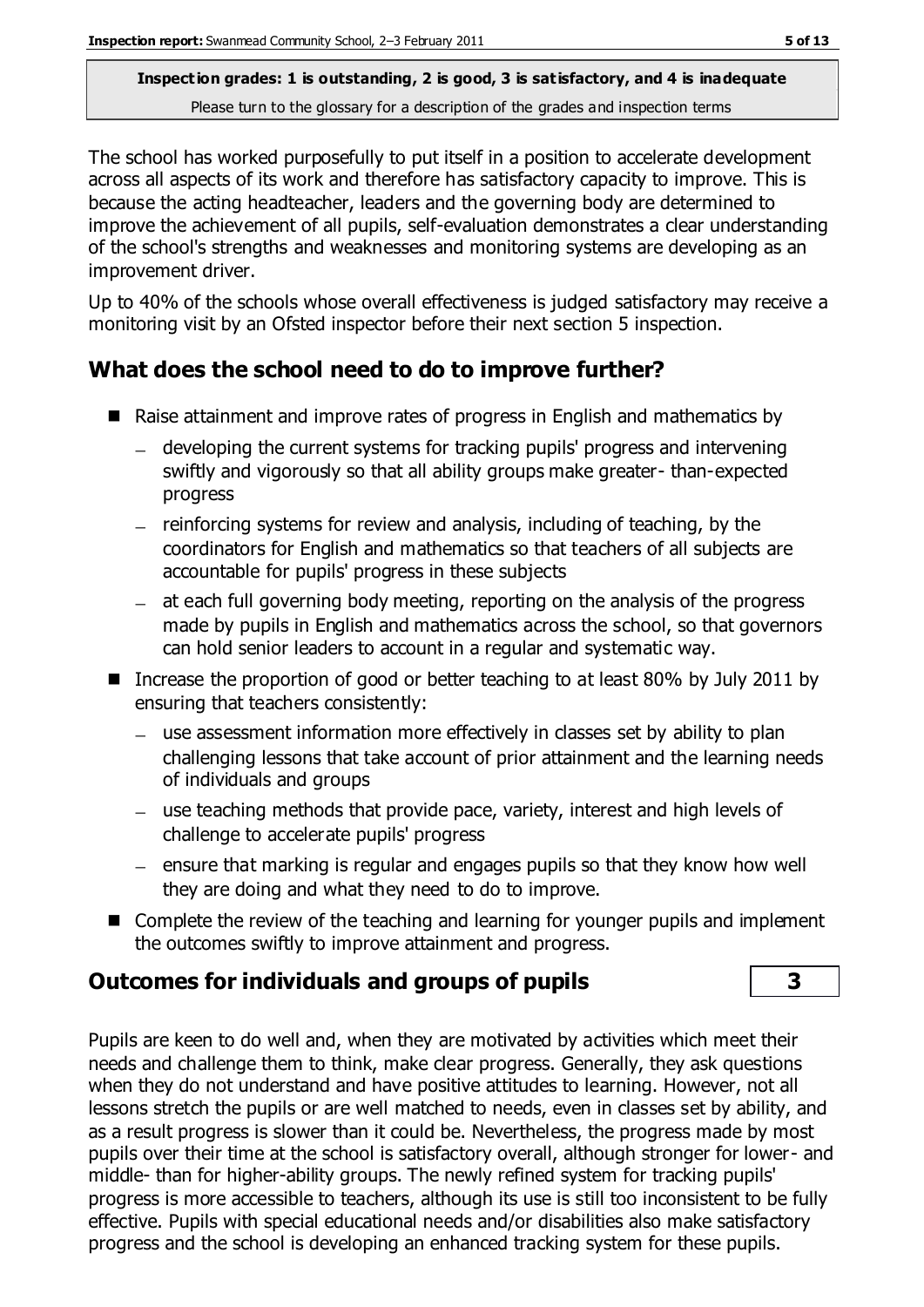**Inspection grades: 1 is outstanding, 2 is good, 3 is satisfactory, and 4 is inadequate**
Please turn to the glossary for a description of the grades and inspection terms

The school has worked purposefully to put itself in a position to accelerate development across all aspects of its work and therefore has satisfactory capacity to improve. This is because the acting headteacher, leaders and the governing body are determined to improve the achievement of all pupils, self-evaluation demonstrates a clear understanding of the school's strengths and weaknesses and monitoring systems are developing as an improvement driver.

Up to 40% of the schools whose overall effectiveness is judged satisfactory may receive a monitoring visit by an Ofsted inspector before their next section 5 inspection.

## What does the school need to do to improve further?

- Raise attainment and improve rates of progress in English and mathematics by
  - developing the current systems for tracking pupils' progress and intervening swiftly and vigorously so that all ability groups make greater- than-expected progress
  - reinforcing systems for review and analysis, including of teaching, by the coordinators for English and mathematics so that teachers of all subjects are accountable for pupils' progress in these subjects
  - at each full governing body meeting, reporting on the analysis of the progress made by pupils in English and mathematics across the school, so that governors can hold senior leaders to account in a regular and systematic way.
- Increase the proportion of good or better teaching to at least 80% by July 2011 by ensuring that teachers consistently:
  - use assessment information more effectively in classes set by ability to plan challenging lessons that take account of prior attainment and the learning needs of individuals and groups
  - use teaching methods that provide pace, variety, interest and high levels of challenge to accelerate pupils' progress
  - ensure that marking is regular and engages pupils so that they know how well they are doing and what they need to do to improve.
- Complete the review of the teaching and learning for younger pupils and implement the outcomes swiftly to improve attainment and progress.

## Outcomes for individuals and groups of pupils — 3

Pupils are keen to do well and, when they are motivated by activities which meet their needs and challenge them to think, make clear progress. Generally, they ask questions when they do not understand and have positive attitudes to learning. However, not all lessons stretch the pupils or are well matched to needs, even in classes set by ability, and as a result progress is slower than it could be. Nevertheless, the progress made by most pupils over their time at the school is satisfactory overall, although stronger for lower- and middle- than for higher-ability groups. The newly refined system for tracking pupils' progress is more accessible to teachers, although its use is still too inconsistent to be fully effective. Pupils with special educational needs and/or disabilities also make satisfactory progress and the school is developing an enhanced tracking system for these pupils.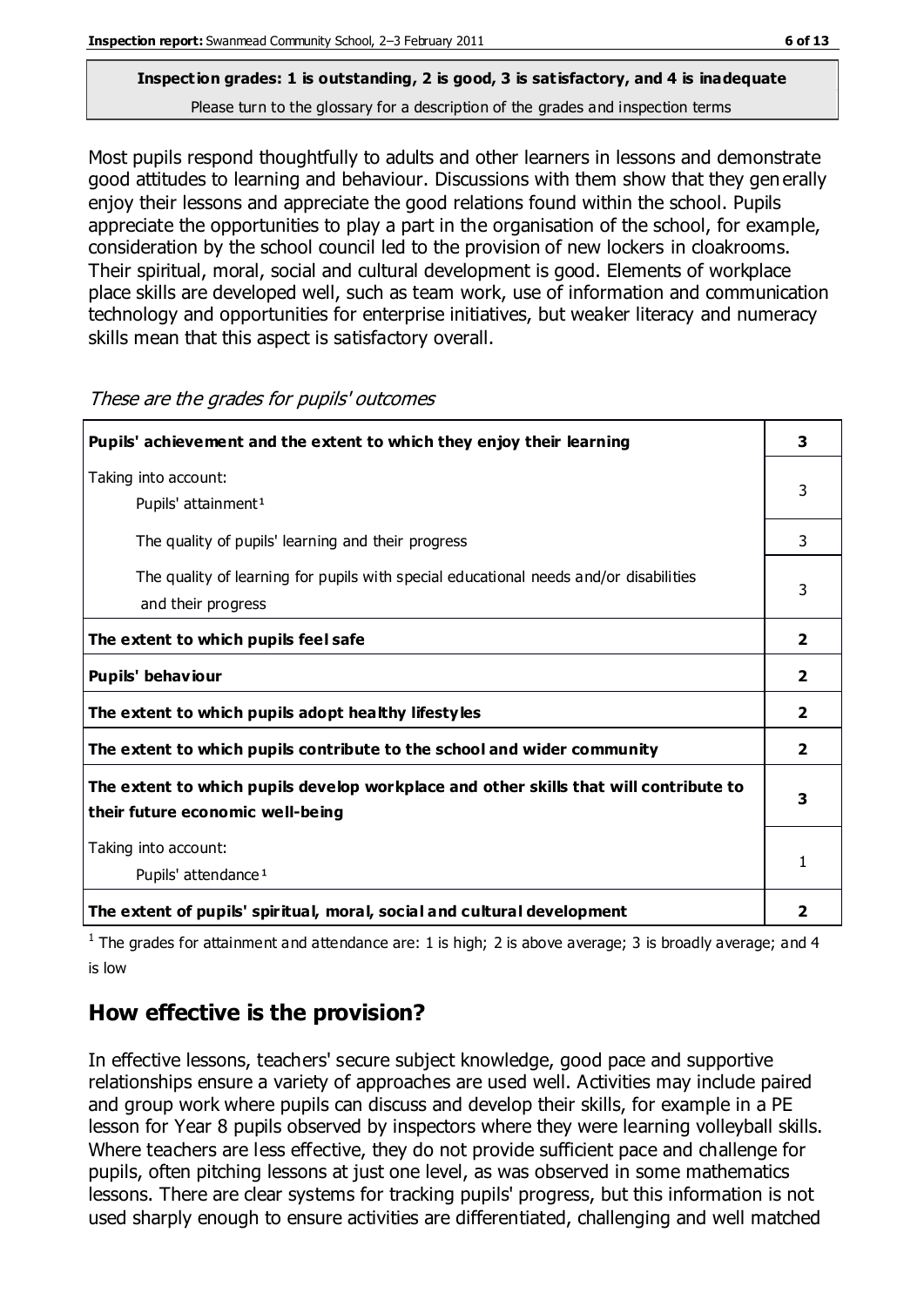**Inspection grades: 1 is outstanding, 2 is good, 3 is satisfactory, and 4 is inadequate**
Please turn to the glossary for a description of the grades and inspection terms

Most pupils respond thoughtfully to adults and other learners in lessons and demonstrate good attitudes to learning and behaviour. Discussions with them show that they generally enjoy their lessons and appreciate the good relations found within the school. Pupils appreciate the opportunities to play a part in the organisation of the school, for example, consideration by the school council led to the provision of new lockers in cloakrooms. Their spiritual, moral, social and cultural development is good. Elements of workplace place skills are developed well, such as team work, use of information and communication technology and opportunities for enterprise initiatives, but weaker literacy and numeracy skills mean that this aspect is satisfactory overall.

*These are the grades for pupils' outcomes*

| | |
|---|---|
| **Pupils' achievement and the extent to which they enjoy their learning** | **3** |
| Taking into account: Pupils' attainment[1] | 3 |
| The quality of pupils' learning and their progress | 3 |
| The quality of learning for pupils with special educational needs and/or disabilities and their progress | 3 |
| **The extent to which pupils feel safe** | **2** |
| **Pupils' behaviour** | **2** |
| **The extent to which pupils adopt healthy lifestyles** | **2** |
| **The extent to which pupils contribute to the school and wider community** | **2** |
| **The extent to which pupils develop workplace and other skills that will contribute to their future economic well-being** | **3** |
| Taking into account: Pupils' attendance[1] | 1 |
| **The extent of pupils' spiritual, moral, social and cultural development** | **2** |

[1] The grades for attainment and attendance are: 1 is high; 2 is above average; 3 is broadly average; and 4 is low

## How effective is the provision?

In effective lessons, teachers' secure subject knowledge, good pace and supportive relationships ensure a variety of approaches are used well. Activities may include paired and group work where pupils can discuss and develop their skills, for example in a PE lesson for Year 8 pupils observed by inspectors where they were learning volleyball skills. Where teachers are less effective, they do not provide sufficient pace and challenge for pupils, often pitching lessons at just one level, as was observed in some mathematics lessons. There are clear systems for tracking pupils' progress, but this information is not used sharply enough to ensure activities are differentiated, challenging and well matched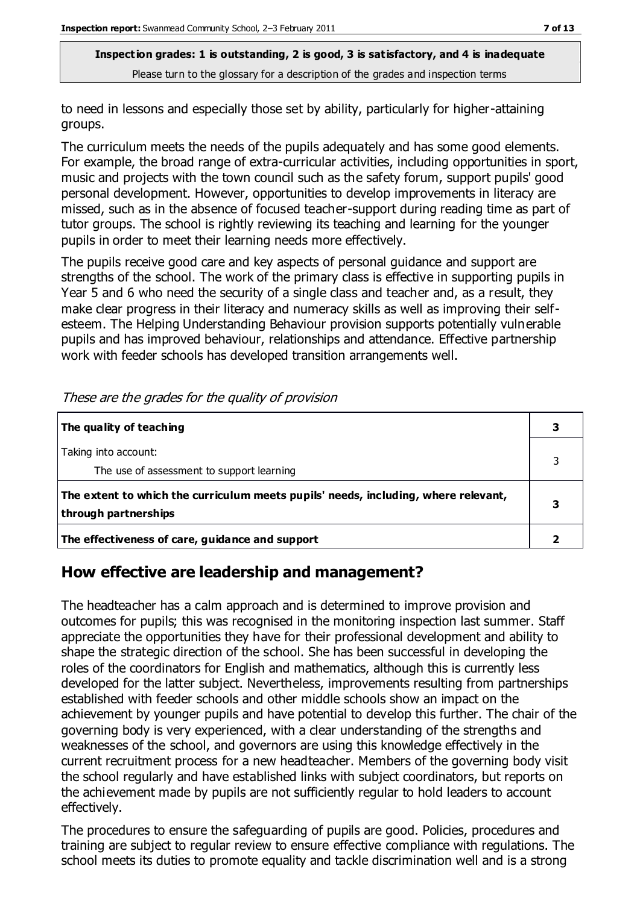to need in lessons and especially those set by ability, particularly for higher-attaining groups.

The curriculum meets the needs of the pupils adequately and has some good elements. For example, the broad range of extra-curricular activities, including opportunities in sport, music and projects with the town council such as the safety forum, support pupils' good personal development. However, opportunities to develop improvements in literacy are missed, such as in the absence of focused teacher-support during reading time as part of tutor groups. The school is rightly reviewing its teaching and learning for the younger pupils in order to meet their learning needs more effectively.

The pupils receive good care and key aspects of personal guidance and support are strengths of the school. The work of the primary class is effective in supporting pupils in Year 5 and 6 who need the security of a single class and teacher and, as a result, they make clear progress in their literacy and numeracy skills as well as improving their self-esteem. The Helping Understanding Behaviour provision supports potentially vulnerable pupils and has improved behaviour, relationships and attendance. Effective partnership work with feeder schools has developed transition arrangements well.

*These are the grades for the quality of provision*

| | |
|---|---|
| **The quality of teaching** | **3** |
| Taking into account:<br>The use of assessment to support learning | 3 |
| **The extent to which the curriculum meets pupils' needs, including, where relevant, through partnerships** | **3** |
| **The effectiveness of care, guidance and support** | **2** |

## How effective are leadership and management?

The headteacher has a calm approach and is determined to improve provision and outcomes for pupils; this was recognised in the monitoring inspection last summer. Staff appreciate the opportunities they have for their professional development and ability to shape the strategic direction of the school. She has been successful in developing the roles of the coordinators for English and mathematics, although this is currently less developed for the latter subject. Nevertheless, improvements resulting from partnerships established with feeder schools and other middle schools show an impact on the achievement by younger pupils and have potential to develop this further. The chair of the governing body is very experienced, with a clear understanding of the strengths and weaknesses of the school, and governors are using this knowledge effectively in the current recruitment process for a new headteacher. Members of the governing body visit the school regularly and have established links with subject coordinators, but reports on the achievement made by pupils are not sufficiently regular to hold leaders to account effectively.

The procedures to ensure the safeguarding of pupils are good. Policies, procedures and training are subject to regular review to ensure effective compliance with regulations. The school meets its duties to promote equality and tackle discrimination well and is a strong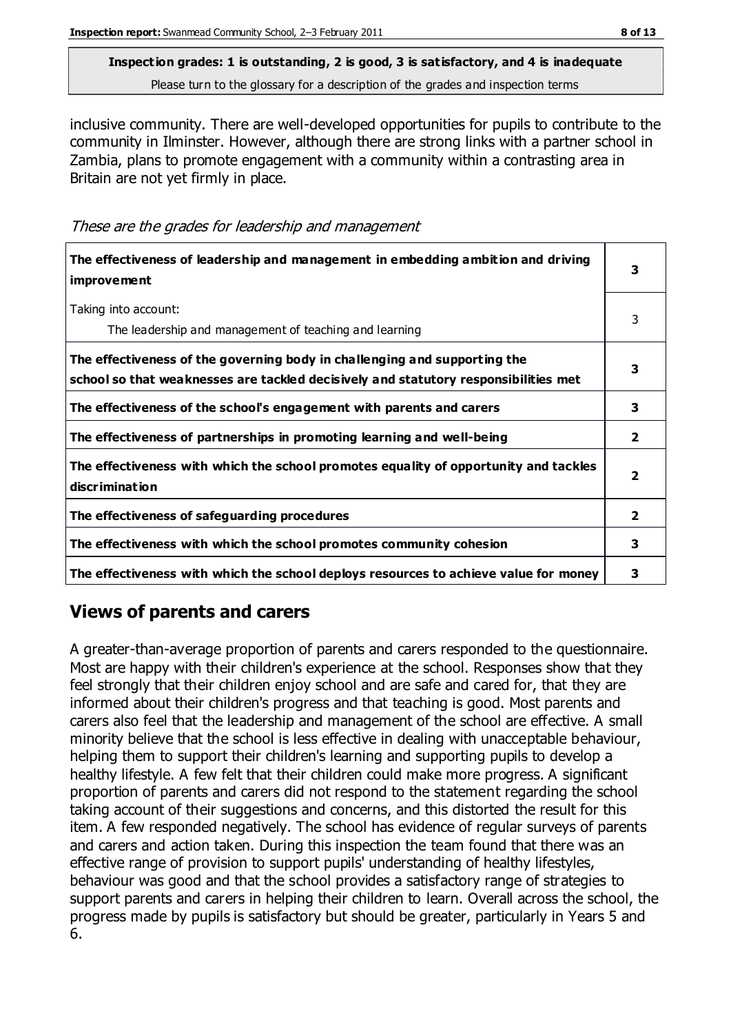**Inspection grades: 1 is outstanding, 2 is good, 3 is satisfactory, and 4 is inadequate**
Please turn to the glossary for a description of the grades and inspection terms

inclusive community. There are well-developed opportunities for pupils to contribute to the community in Ilminster. However, although there are strong links with a partner school in Zambia, plans to promote engagement with a community within a contrasting area in Britain are not yet firmly in place.

*These are the grades for leadership and management*

| | |
|---|---|
| **The effectiveness of leadership and management in embedding ambition and driving improvement** | **3** |
| Taking into account: The leadership and management of teaching and learning | 3 |
| **The effectiveness of the governing body in challenging and supporting the school so that weaknesses are tackled decisively and statutory responsibilities met** | **3** |
| **The effectiveness of the school's engagement with parents and carers** | **3** |
| **The effectiveness of partnerships in promoting learning and well-being** | **2** |
| **The effectiveness with which the school promotes equality of opportunity and tackles discrimination** | **2** |
| **The effectiveness of safeguarding procedures** | **2** |
| **The effectiveness with which the school promotes community cohesion** | **3** |
| **The effectiveness with which the school deploys resources to achieve value for money** | **3** |

## Views of parents and carers

A greater-than-average proportion of parents and carers responded to the questionnaire. Most are happy with their children's experience at the school. Responses show that they feel strongly that their children enjoy school and are safe and cared for, that they are informed about their children's progress and that teaching is good. Most parents and carers also feel that the leadership and management of the school are effective. A small minority believe that the school is less effective in dealing with unacceptable behaviour, helping them to support their children's learning and supporting pupils to develop a healthy lifestyle. A few felt that their children could make more progress. A significant proportion of parents and carers did not respond to the statement regarding the school taking account of their suggestions and concerns, and this distorted the result for this item. A few responded negatively. The school has evidence of regular surveys of parents and carers and action taken. During this inspection the team found that there was an effective range of provision to support pupils' understanding of healthy lifestyles, behaviour was good and that the school provides a satisfactory range of strategies to support parents and carers in helping their children to learn. Overall across the school, the progress made by pupils is satisfactory but should be greater, particularly in Years 5 and 6.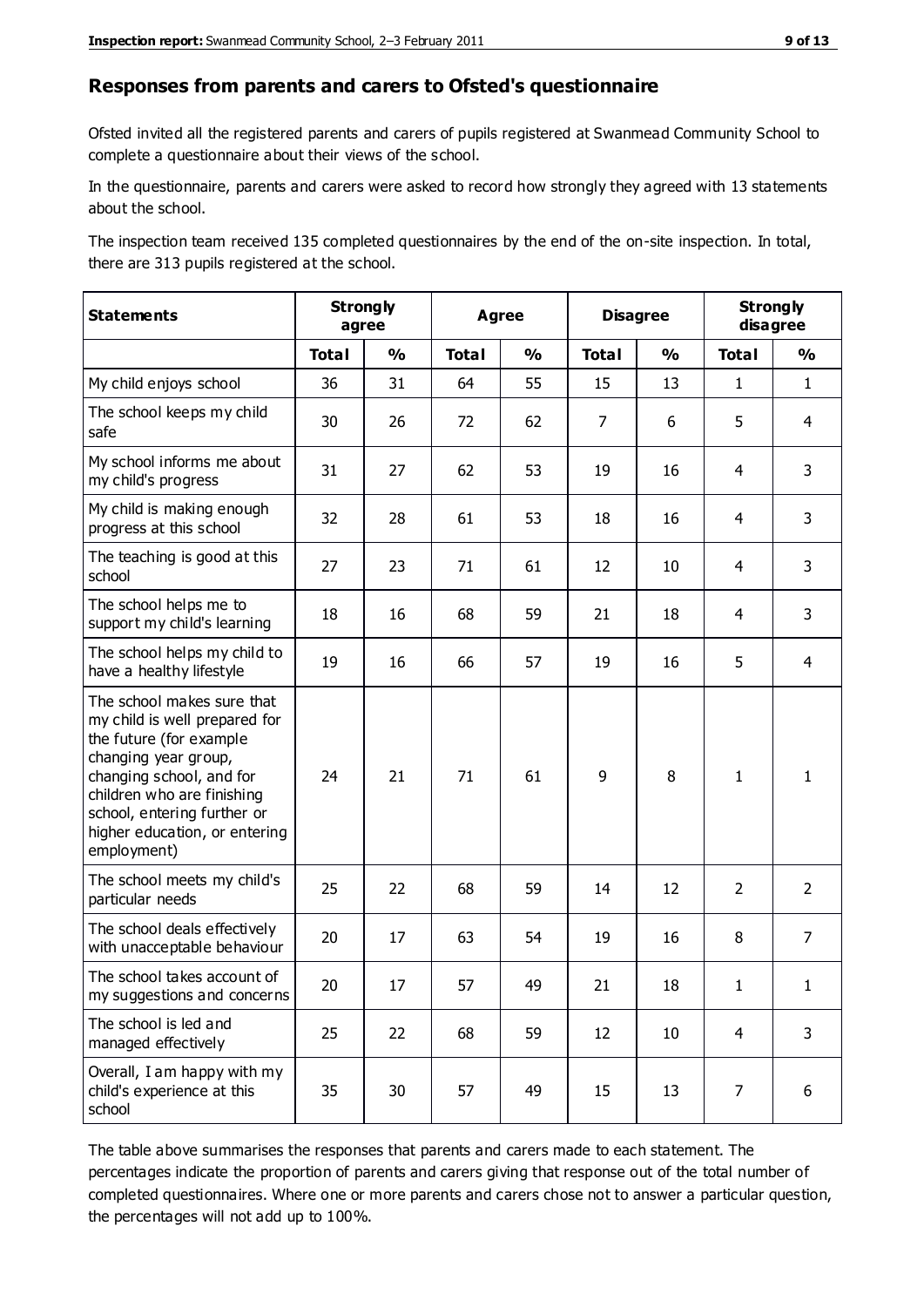## Responses from parents and carers to Ofsted's questionnaire

Ofsted invited all the registered parents and carers of pupils registered at Swanmead Community School to complete a questionnaire about their views of the school.

In the questionnaire, parents and carers were asked to record how strongly they agreed with 13 statements about the school.

The inspection team received 135 completed questionnaires by the end of the on-site inspection. In total, there are 313 pupils registered at the school.

| Statements | Strongly agree | | Agree | | Disagree | | Strongly disagree | |
|---|---|---|---|---|---|---|---|---|
| | **Total** | **%** | **Total** | **%** | **Total** | **%** | **Total** | **%** |
| My child enjoys school | 36 | 31 | 64 | 55 | 15 | 13 | 1 | 1 |
| The school keeps my child safe | 30 | 26 | 72 | 62 | 7 | 6 | 5 | 4 |
| My school informs me about my child's progress | 31 | 27 | 62 | 53 | 19 | 16 | 4 | 3 |
| My child is making enough progress at this school | 32 | 28 | 61 | 53 | 18 | 16 | 4 | 3 |
| The teaching is good at this school | 27 | 23 | 71 | 61 | 12 | 10 | 4 | 3 |
| The school helps me to support my child's learning | 18 | 16 | 68 | 59 | 21 | 18 | 4 | 3 |
| The school helps my child to have a healthy lifestyle | 19 | 16 | 66 | 57 | 19 | 16 | 5 | 4 |
| The school makes sure that my child is well prepared for the future (for example changing year group, changing school, and for children who are finishing school, entering further or higher education, or entering employment) | 24 | 21 | 71 | 61 | 9 | 8 | 1 | 1 |
| The school meets my child's particular needs | 25 | 22 | 68 | 59 | 14 | 12 | 2 | 2 |
| The school deals effectively with unacceptable behaviour | 20 | 17 | 63 | 54 | 19 | 16 | 8 | 7 |
| The school takes account of my suggestions and concerns | 20 | 17 | 57 | 49 | 21 | 18 | 1 | 1 |
| The school is led and managed effectively | 25 | 22 | 68 | 59 | 12 | 10 | 4 | 3 |
| Overall, I am happy with my child's experience at this school | 35 | 30 | 57 | 49 | 15 | 13 | 7 | 6 |

The table above summarises the responses that parents and carers made to each statement. The percentages indicate the proportion of parents and carers giving that response out of the total number of completed questionnaires. Where one or more parents and carers chose not to answer a particular question, the percentages will not add up to 100%.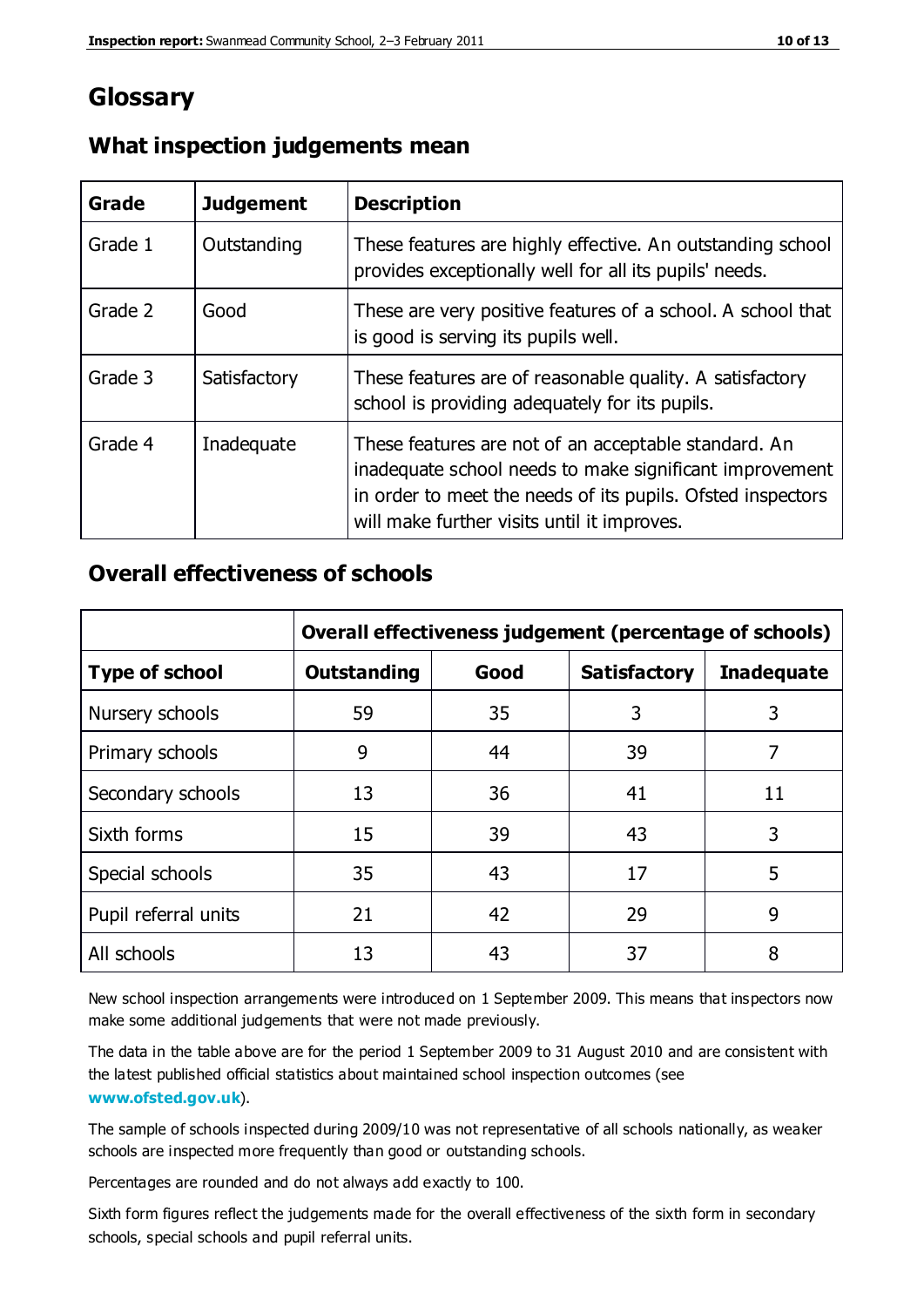# Glossary

## What inspection judgements mean

| Grade | Judgement | Description |
|---|---|---|
| Grade 1 | Outstanding | These features are highly effective. An outstanding school provides exceptionally well for all its pupils' needs. |
| Grade 2 | Good | These are very positive features of a school. A school that is good is serving its pupils well. |
| Grade 3 | Satisfactory | These features are of reasonable quality. A satisfactory school is providing adequately for its pupils. |
| Grade 4 | Inadequate | These features are not of an acceptable standard. An inadequate school needs to make significant improvement in order to meet the needs of its pupils. Ofsted inspectors will make further visits until it improves. |

## Overall effectiveness of schools

| | Overall effectiveness judgement (percentage of schools) | | | |
|---|---|---|---|---|
| **Type of school** | **Outstanding** | **Good** | **Satisfactory** | **Inadequate** |
| Nursery schools | 59 | 35 | 3 | 3 |
| Primary schools | 9 | 44 | 39 | 7 |
| Secondary schools | 13 | 36 | 41 | 11 |
| Sixth forms | 15 | 39 | 43 | 3 |
| Special schools | 35 | 43 | 17 | 5 |
| Pupil referral units | 21 | 42 | 29 | 9 |
| All schools | 13 | 43 | 37 | 8 |

New school inspection arrangements were introduced on 1 September 2009. This means that inspectors now make some additional judgements that were not made previously.

The data in the table above are for the period 1 September 2009 to 31 August 2010 and are consistent with the latest published official statistics about maintained school inspection outcomes (see **www.ofsted.gov.uk**).

The sample of schools inspected during 2009/10 was not representative of all schools nationally, as weaker schools are inspected more frequently than good or outstanding schools.

Percentages are rounded and do not always add exactly to 100.

Sixth form figures reflect the judgements made for the overall effectiveness of the sixth form in secondary schools, special schools and pupil referral units.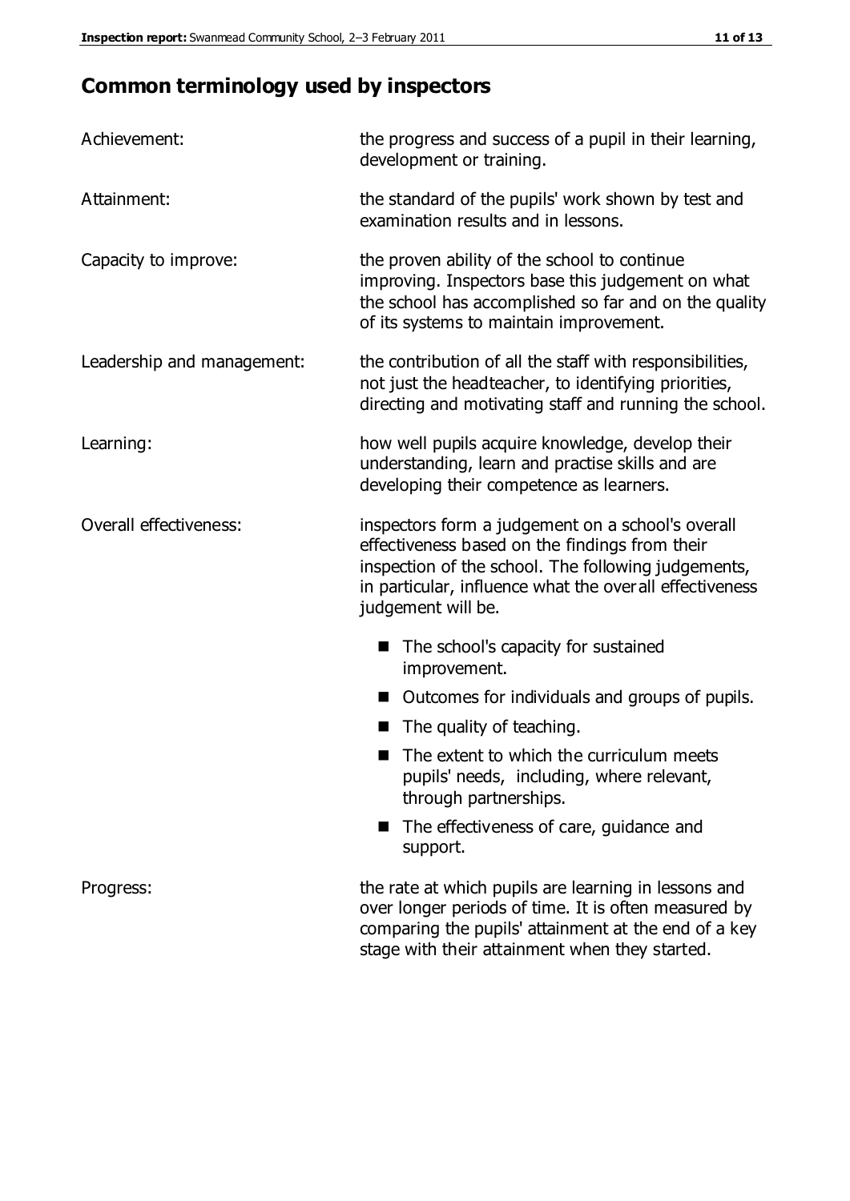## Common terminology used by inspectors

| | |
|---|---|
| Achievement: | the progress and success of a pupil in their learning, development or training. |
| Attainment: | the standard of the pupils' work shown by test and examination results and in lessons. |
| Capacity to improve: | the proven ability of the school to continue improving. Inspectors base this judgement on what the school has accomplished so far and on the quality of its systems to maintain improvement. |
| Leadership and management: | the contribution of all the staff with responsibilities, not just the headteacher, to identifying priorities, directing and motivating staff and running the school. |
| Learning: | how well pupils acquire knowledge, develop their understanding, learn and practise skills and are developing their competence as learners. |
| Overall effectiveness: | inspectors form a judgement on a school's overall effectiveness based on the findings from their inspection of the school. The following judgements, in particular, influence what the overall effectiveness judgement will be.<br>■ The school's capacity for sustained improvement.<br>■ Outcomes for individuals and groups of pupils.<br>■ The quality of teaching.<br>■ The extent to which the curriculum meets pupils' needs, including, where relevant, through partnerships.<br>■ The effectiveness of care, guidance and support. |
| Progress: | the rate at which pupils are learning in lessons and over longer periods of time. It is often measured by comparing the pupils' attainment at the end of a key stage with their attainment when they started. |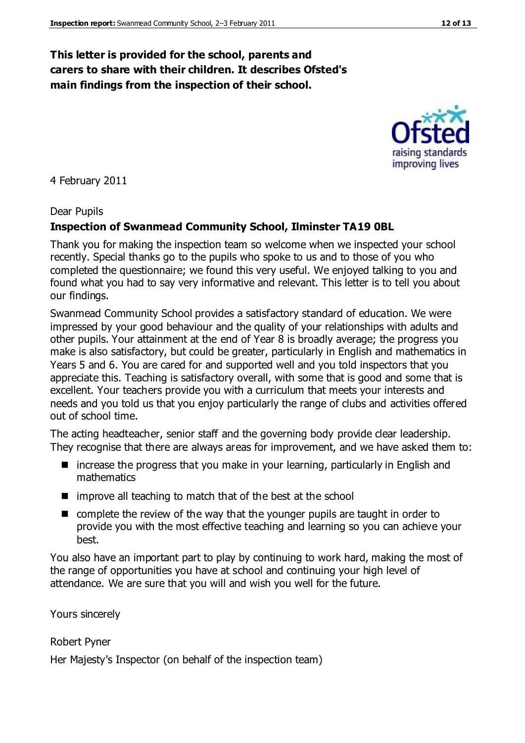**This letter is provided for the school, parents and carers to share with their children. It describes Ofsted's main findings from the inspection of their school.**

4 February 2011

Dear Pupils

**Inspection of Swanmead Community School, Ilminster TA19 0BL**

Thank you for making the inspection team so welcome when we inspected your school recently. Special thanks go to the pupils who spoke to us and to those of you who completed the questionnaire; we found this very useful. We enjoyed talking to you and found what you had to say very informative and relevant. This letter is to tell you about our findings.

Swanmead Community School provides a satisfactory standard of education. We were impressed by your good behaviour and the quality of your relationships with adults and other pupils. Your attainment at the end of Year 8 is broadly average; the progress you make is also satisfactory, but could be greater, particularly in English and mathematics in Years 5 and 6. You are cared for and supported well and you told inspectors that you appreciate this. Teaching is satisfactory overall, with some that is good and some that is excellent. Your teachers provide you with a curriculum that meets your interests and needs and you told us that you enjoy particularly the range of clubs and activities offered out of school time.

The acting headteacher, senior staff and the governing body provide clear leadership. They recognise that there are always areas for improvement, and we have asked them to:

- increase the progress that you make in your learning, particularly in English and mathematics
- improve all teaching to match that of the best at the school
- complete the review of the way that the younger pupils are taught in order to provide you with the most effective teaching and learning so you can achieve your best.

You also have an important part to play by continuing to work hard, making the most of the range of opportunities you have at school and continuing your high level of attendance. We are sure that you will and wish you well for the future.

Yours sincerely

Robert Pyner

Her Majesty's Inspector (on behalf of the inspection team)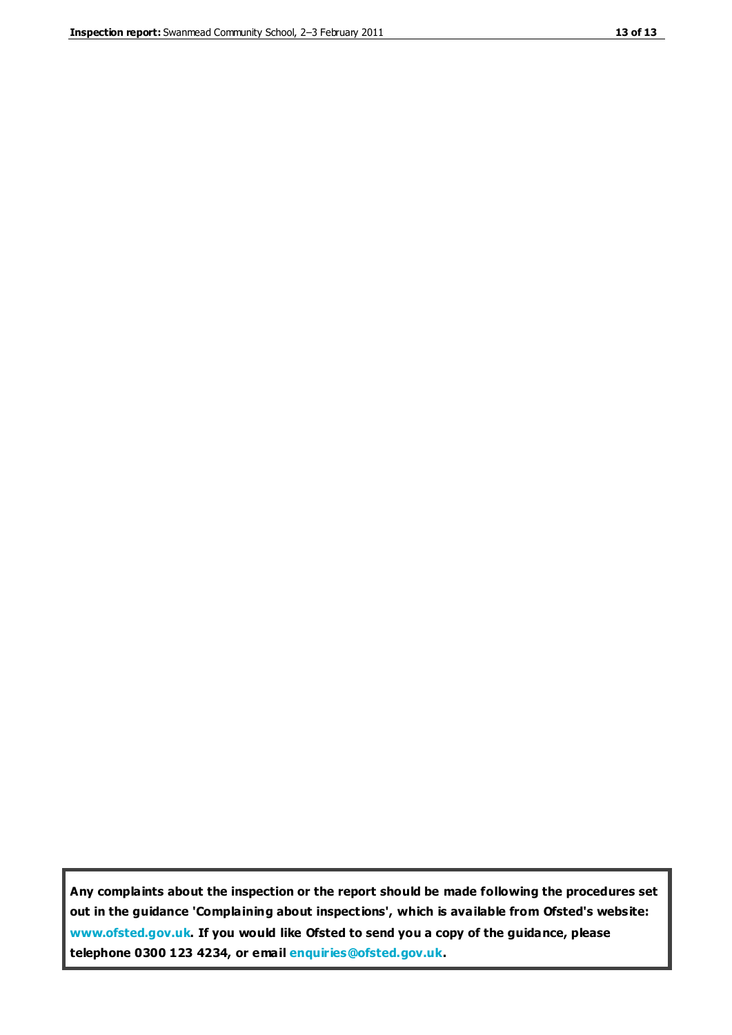**Any complaints about the inspection or the report should be made following the procedures set out in the guidance 'Complaining about inspections', which is available from Ofsted's website: www.ofsted.gov.uk. If you would like Ofsted to send you a copy of the guidance, please telephone 0300 123 4234, or email enquiries@ofsted.gov.uk.**